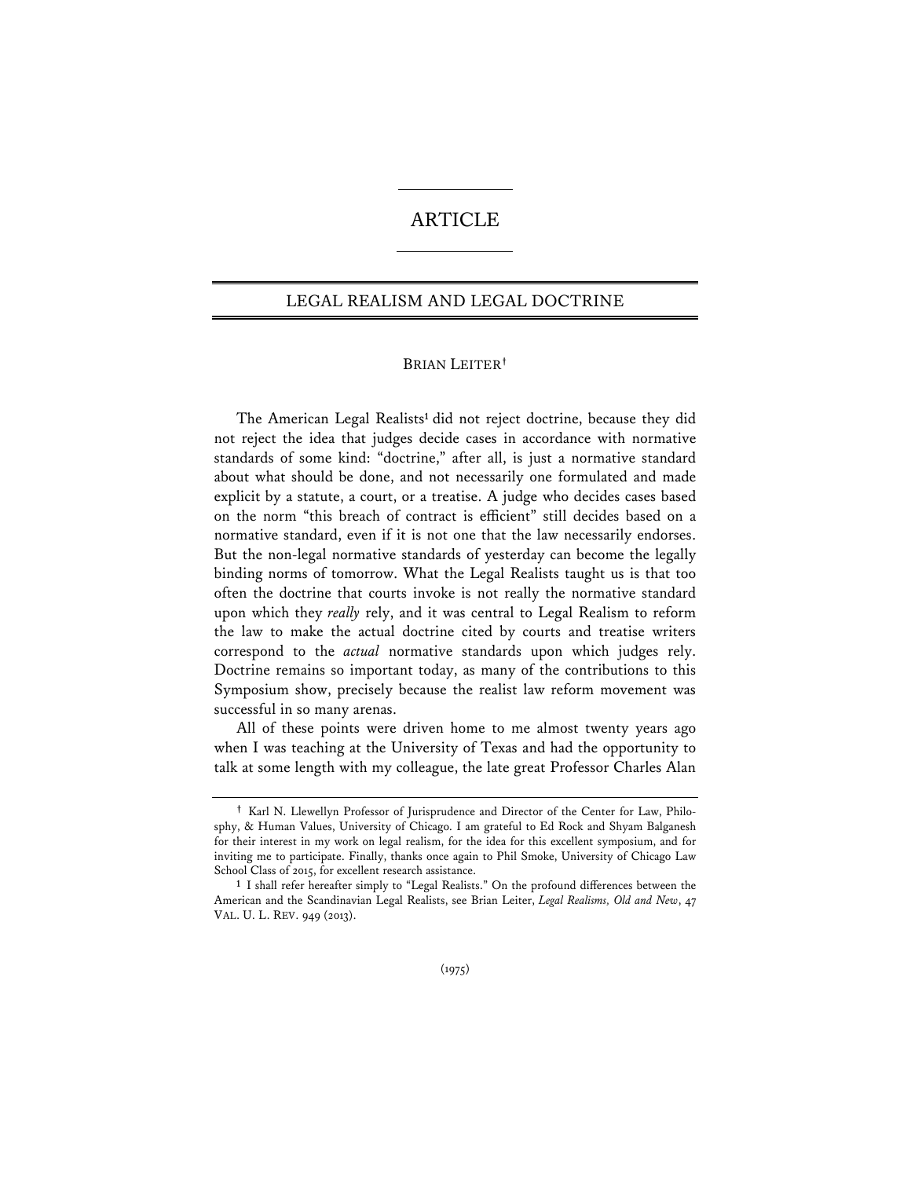# ARTICLE

## LEGAL REALISM AND LEGAL DOCTRINE

BRIAN LEITER[†]

The American Legal Realists[1] did not reject doctrine, because they did not reject the idea that judges decide cases in accordance with normative standards of some kind: "doctrine," after all, is just a normative standard about what should be done, and not necessarily one formulated and made explicit by a statute, a court, or a treatise. A judge who decides cases based on the norm "this breach of contract is efficient" still decides based on a normative standard, even if it is not one that the law necessarily endorses. But the non-legal normative standards of yesterday can become the legally binding norms of tomorrow. What the Legal Realists taught us is that too often the doctrine that courts invoke is not really the normative standard upon which they *really* rely, and it was central to Legal Realism to reform the law to make the actual doctrine cited by courts and treatise writers correspond to the *actual* normative standards upon which judges rely. Doctrine remains so important today, as many of the contributions to this Symposium show, precisely because the realist law reform movement was successful in so many arenas.

All of these points were driven home to me almost twenty years ago when I was teaching at the University of Texas and had the opportunity to talk at some length with my colleague, the late great Professor Charles Alan

---

[†] Karl N. Llewellyn Professor of Jurisprudence and Director of the Center for Law, Philosophy, & Human Values, University of Chicago. I am grateful to Ed Rock and Shyam Balganesh for their interest in my work on legal realism, for the idea for this excellent symposium, and for inviting me to participate. Finally, thanks once again to Phil Smoke, University of Chicago Law School Class of 2015, for excellent research assistance.

[1] I shall refer hereafter simply to "Legal Realists." On the profound differences between the American and the Scandinavian Legal Realists, see Brian Leiter, *Legal Realisms, Old and New*, 47 VAL. U. L. REV. 949 (2013).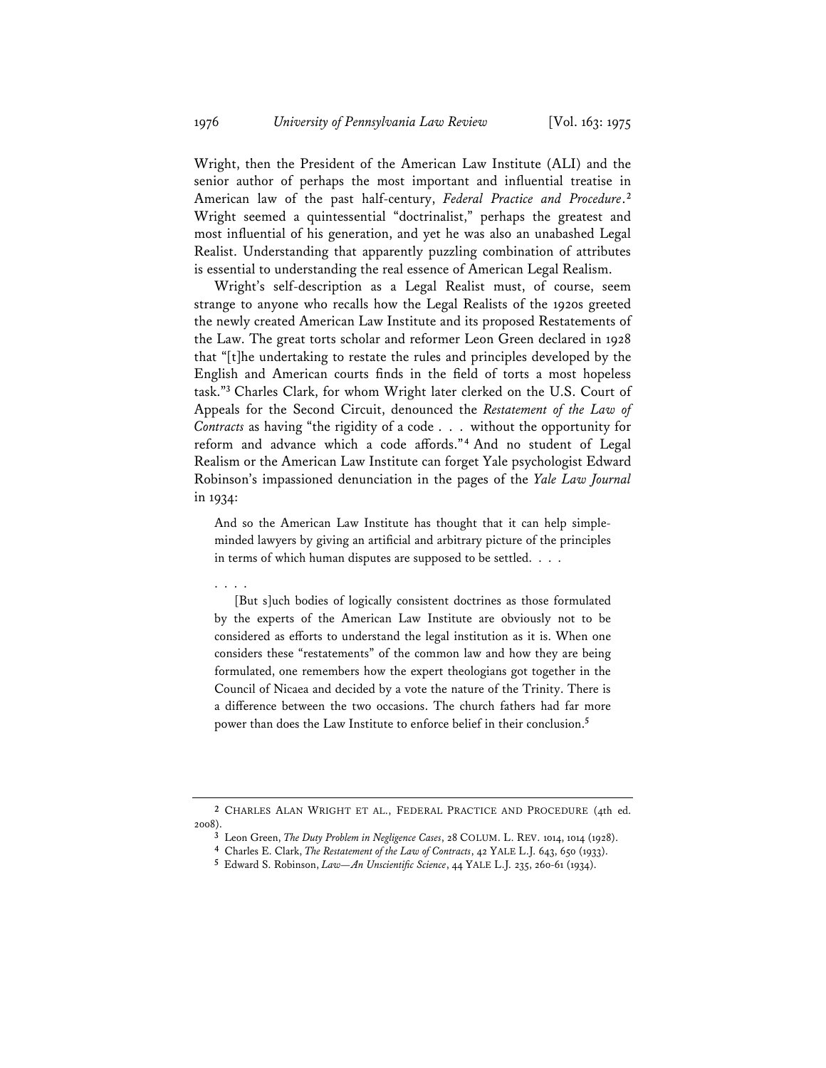Wright, then the President of the American Law Institute (ALI) and the senior author of perhaps the most important and influential treatise in American law of the past half-century, *Federal Practice and Procedure*.[2] Wright seemed a quintessential "doctrinalist," perhaps the greatest and most influential of his generation, and yet he was also an unabashed Legal Realist. Understanding that apparently puzzling combination of attributes is essential to understanding the real essence of American Legal Realism.

Wright's self-description as a Legal Realist must, of course, seem strange to anyone who recalls how the Legal Realists of the 1920s greeted the newly created American Law Institute and its proposed Restatements of the Law. The great torts scholar and reformer Leon Green declared in 1928 that "[t]he undertaking to restate the rules and principles developed by the English and American courts finds in the field of torts a most hopeless task."[3] Charles Clark, for whom Wright later clerked on the U.S. Court of Appeals for the Second Circuit, denounced the *Restatement of the Law of Contracts* as having "the rigidity of a code . . . without the opportunity for reform and advance which a code affords."[4] And no student of Legal Realism or the American Law Institute can forget Yale psychologist Edward Robinson's impassioned denunciation in the pages of the *Yale Law Journal* in 1934:

> And so the American Law Institute has thought that it can help simple-minded lawyers by giving an artificial and arbitrary picture of the principles in terms of which human disputes are supposed to be settled. . . .
>
> . . . .
>
> [But s]uch bodies of logically consistent doctrines as those formulated by the experts of the American Law Institute are obviously not to be considered as efforts to understand the legal institution as it is. When one considers these "restatements" of the common law and how they are being formulated, one remembers how the expert theologians got together in the Council of Nicaea and decided by a vote the nature of the Trinity. There is a difference between the two occasions. The church fathers had far more power than does the Law Institute to enforce belief in their conclusion.[5]

---

[2] CHARLES ALAN WRIGHT ET AL., FEDERAL PRACTICE AND PROCEDURE (4th ed. 2008).

[3] Leon Green, *The Duty Problem in Negligence Cases*, 28 COLUM. L. REV. 1014, 1014 (1928).

[4] Charles E. Clark, *The Restatement of the Law of Contracts*, 42 YALE L.J. 643, 650 (1933).

[5] Edward S. Robinson, *Law—An Unscientific Science*, 44 YALE L.J. 235, 260-61 (1934).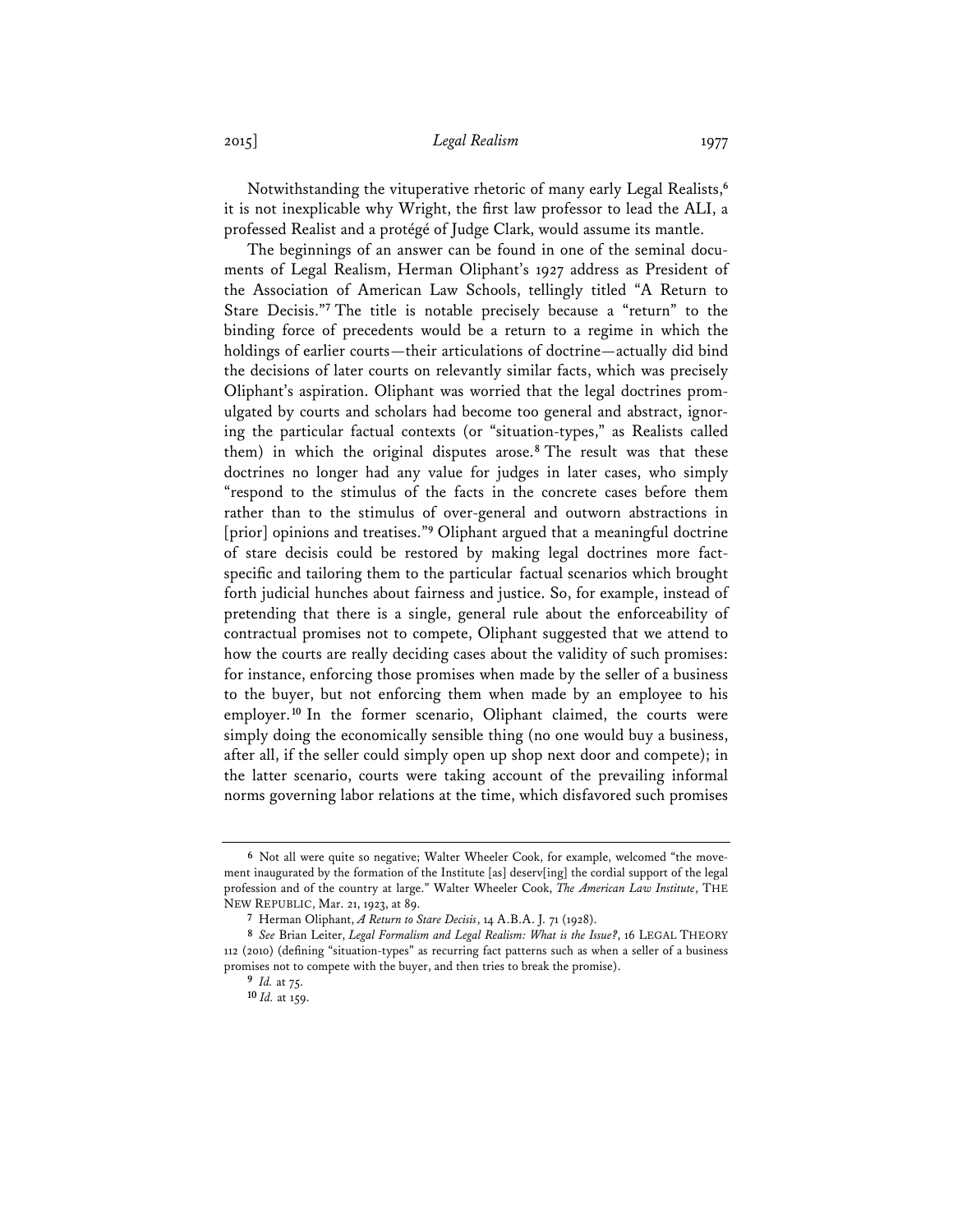Notwithstanding the vituperative rhetoric of many early Legal Realists,[6] it is not inexplicable why Wright, the first law professor to lead the ALI, a professed Realist and a protégé of Judge Clark, would assume its mantle.

The beginnings of an answer can be found in one of the seminal documents of Legal Realism, Herman Oliphant's 1927 address as President of the Association of American Law Schools, tellingly titled "A Return to Stare Decisis."[7] The title is notable precisely because a "return" to the binding force of precedents would be a return to a regime in which the holdings of earlier courts—their articulations of doctrine—actually did bind the decisions of later courts on relevantly similar facts, which was precisely Oliphant's aspiration. Oliphant was worried that the legal doctrines promulgated by courts and scholars had become too general and abstract, ignoring the particular factual contexts (or "situation-types," as Realists called them) in which the original disputes arose.[8] The result was that these doctrines no longer had any value for judges in later cases, who simply "respond to the stimulus of the facts in the concrete cases before them rather than to the stimulus of over-general and outworn abstractions in [prior] opinions and treatises."[9] Oliphant argued that a meaningful doctrine of stare decisis could be restored by making legal doctrines more fact-specific and tailoring them to the particular factual scenarios which brought forth judicial hunches about fairness and justice. So, for example, instead of pretending that there is a single, general rule about the enforceability of contractual promises not to compete, Oliphant suggested that we attend to how the courts are really deciding cases about the validity of such promises: for instance, enforcing those promises when made by the seller of a business to the buyer, but not enforcing them when made by an employee to his employer.[10] In the former scenario, Oliphant claimed, the courts were simply doing the economically sensible thing (no one would buy a business, after all, if the seller could simply open up shop next door and compete); in the latter scenario, courts were taking account of the prevailing informal norms governing labor relations at the time, which disfavored such promises

---

[6] Not all were quite so negative; Walter Wheeler Cook, for example, welcomed "the movement inaugurated by the formation of the Institute [as] deserv[ing] the cordial support of the legal profession and of the country at large." Walter Wheeler Cook, *The American Law Institute*, THE NEW REPUBLIC, Mar. 21, 1923, at 89.

[7] Herman Oliphant, *A Return to Stare Decisis*, 14 A.B.A. J. 71 (1928).

[8] *See* Brian Leiter, *Legal Formalism and Legal Realism: What is the Issue?*, 16 LEGAL THEORY 112 (2010) (defining "situation-types" as recurring fact patterns such as when a seller of a business promises not to compete with the buyer, and then tries to break the promise).

[9] *Id.* at 75.

[10] *Id.* at 159.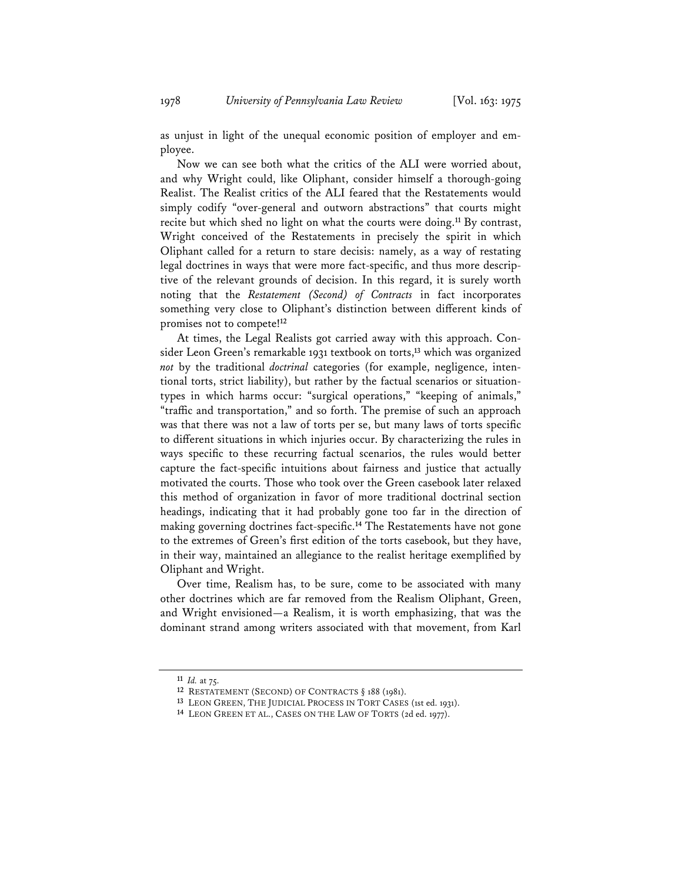as unjust in light of the unequal economic position of employer and employee.

Now we can see both what the critics of the ALI were worried about, and why Wright could, like Oliphant, consider himself a thorough-going Realist. The Realist critics of the ALI feared that the Restatements would simply codify "over-general and outworn abstractions" that courts might recite but which shed no light on what the courts were doing.[11] By contrast, Wright conceived of the Restatements in precisely the spirit in which Oliphant called for a return to stare decisis: namely, as a way of restating legal doctrines in ways that were more fact-specific, and thus more descriptive of the relevant grounds of decision. In this regard, it is surely worth noting that the *Restatement (Second) of Contracts* in fact incorporates something very close to Oliphant's distinction between different kinds of promises not to compete![12]

At times, the Legal Realists got carried away with this approach. Consider Leon Green's remarkable 1931 textbook on torts,[13] which was organized *not* by the traditional *doctrinal* categories (for example, negligence, intentional torts, strict liability), but rather by the factual scenarios or situation-types in which harms occur: "surgical operations," "keeping of animals," "traffic and transportation," and so forth. The premise of such an approach was that there was not a law of torts per se, but many laws of torts specific to different situations in which injuries occur. By characterizing the rules in ways specific to these recurring factual scenarios, the rules would better capture the fact-specific intuitions about fairness and justice that actually motivated the courts. Those who took over the Green casebook later relaxed this method of organization in favor of more traditional doctrinal section headings, indicating that it had probably gone too far in the direction of making governing doctrines fact-specific.[14] The Restatements have not gone to the extremes of Green's first edition of the torts casebook, but they have, in their way, maintained an allegiance to the realist heritage exemplified by Oliphant and Wright.

Over time, Realism has, to be sure, come to be associated with many other doctrines which are far removed from the Realism Oliphant, Green, and Wright envisioned—a Realism, it is worth emphasizing, that was the dominant strand among writers associated with that movement, from Karl

---

[11] *Id.* at 75.

[12] RESTATEMENT (SECOND) OF CONTRACTS § 188 (1981).

[13] LEON GREEN, THE JUDICIAL PROCESS IN TORT CASES (1st ed. 1931).

[14] LEON GREEN ET AL., CASES ON THE LAW OF TORTS (2d ed. 1977).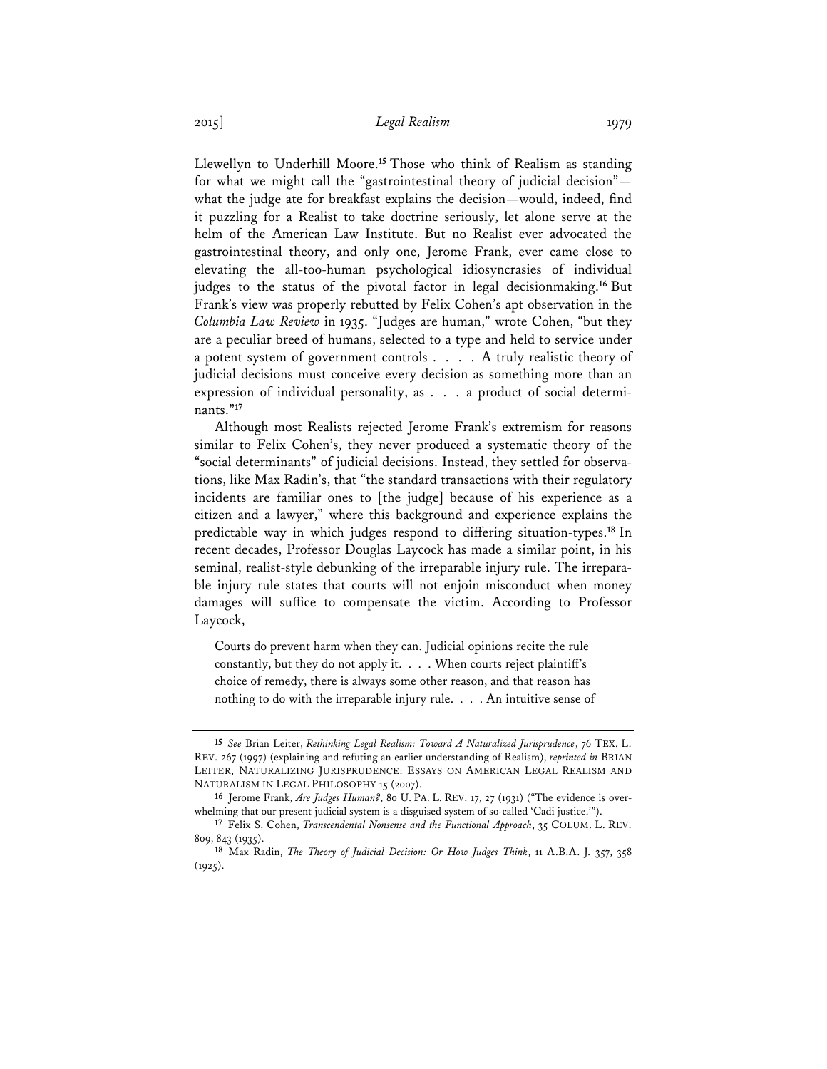Llewellyn to Underhill Moore.[15] Those who think of Realism as standing for what we might call the "gastrointestinal theory of judicial decision"—what the judge ate for breakfast explains the decision—would, indeed, find it puzzling for a Realist to take doctrine seriously, let alone serve at the helm of the American Law Institute. But no Realist ever advocated the gastrointestinal theory, and only one, Jerome Frank, ever came close to elevating the all-too-human psychological idiosyncrasies of individual judges to the status of the pivotal factor in legal decisionmaking.[16] But Frank's view was properly rebutted by Felix Cohen's apt observation in the *Columbia Law Review* in 1935. "Judges are human," wrote Cohen, "but they are a peculiar breed of humans, selected to a type and held to service under a potent system of government controls . . . . A truly realistic theory of judicial decisions must conceive every decision as something more than an expression of individual personality, as . . . a product of social determinants."[17]

Although most Realists rejected Jerome Frank's extremism for reasons similar to Felix Cohen's, they never produced a systematic theory of the "social determinants" of judicial decisions. Instead, they settled for observations, like Max Radin's, that "the standard transactions with their regulatory incidents are familiar ones to [the judge] because of his experience as a citizen and a lawyer," where this background and experience explains the predictable way in which judges respond to differing situation-types.[18] In recent decades, Professor Douglas Laycock has made a similar point, in his seminal, realist-style debunking of the irreparable injury rule. The irreparable injury rule states that courts will not enjoin misconduct when money damages will suffice to compensate the victim. According to Professor Laycock,

> Courts do prevent harm when they can. Judicial opinions recite the rule constantly, but they do not apply it. . . . When courts reject plaintiff's choice of remedy, there is always some other reason, and that reason has nothing to do with the irreparable injury rule. . . . An intuitive sense of

---

15 *See* Brian Leiter, *Rethinking Legal Realism: Toward A Naturalized Jurisprudence*, 76 TEX. L. REV. 267 (1997) (explaining and refuting an earlier understanding of Realism), *reprinted in* BRIAN LEITER, NATURALIZING JURISPRUDENCE: ESSAYS ON AMERICAN LEGAL REALISM AND NATURALISM IN LEGAL PHILOSOPHY 15 (2007).

16 Jerome Frank, *Are Judges Human?*, 80 U. PA. L. REV. 17, 27 (1931) ("The evidence is overwhelming that our present judicial system is a disguised system of so-called 'Cadi justice.'").

17 Felix S. Cohen, *Transcendental Nonsense and the Functional Approach*, 35 COLUM. L. REV. 809, 843 (1935).

18 Max Radin, *The Theory of Judicial Decision: Or How Judges Think*, 11 A.B.A. J. 357, 358 (1925).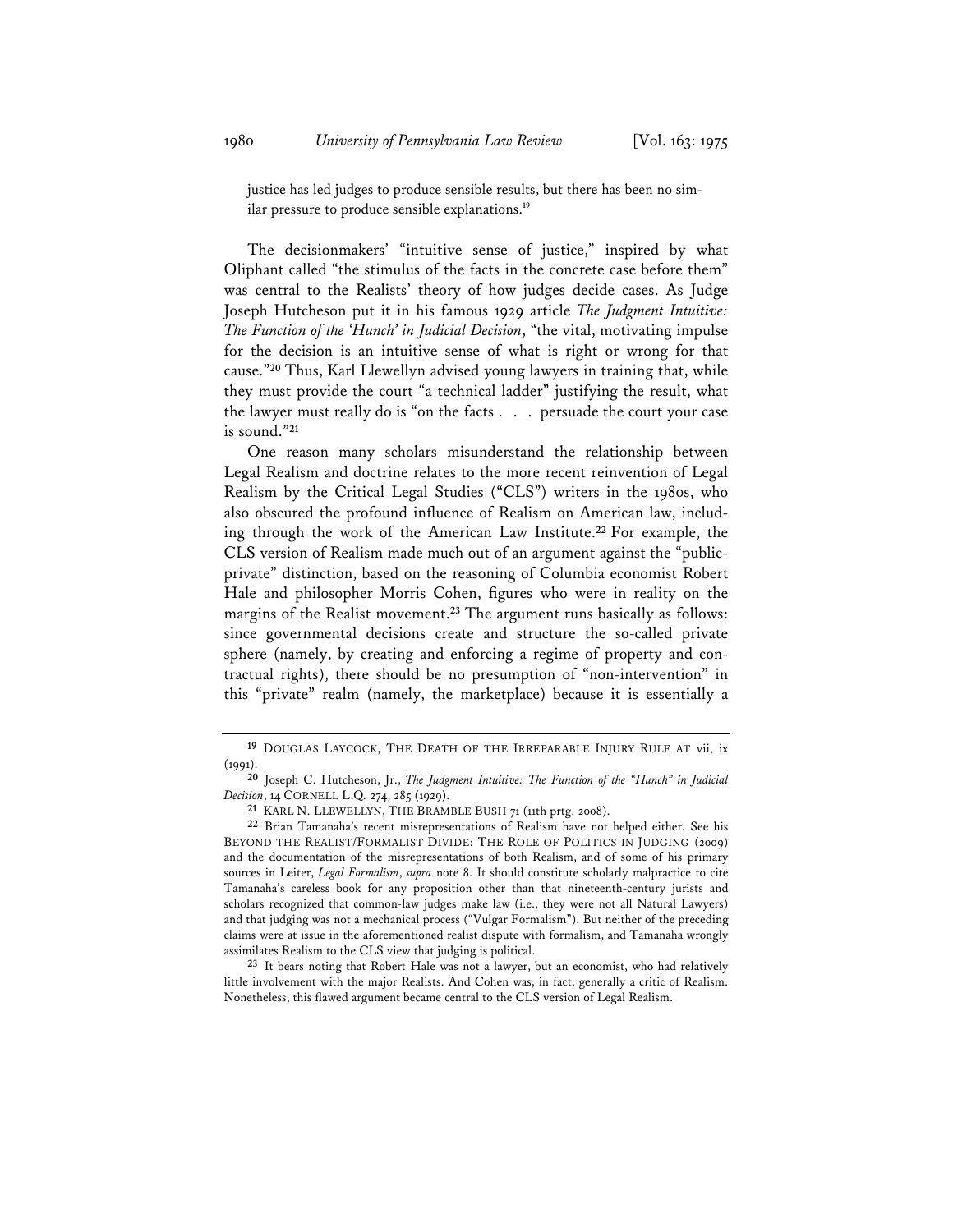justice has led judges to produce sensible results, but there has been no similar pressure to produce sensible explanations.[19]

The decisionmakers' "intuitive sense of justice," inspired by what Oliphant called "the stimulus of the facts in the concrete case before them" was central to the Realists' theory of how judges decide cases. As Judge Joseph Hutcheson put it in his famous 1929 article *The Judgment Intuitive: The Function of the 'Hunch' in Judicial Decision*, "the vital, motivating impulse for the decision is an intuitive sense of what is right or wrong for that cause."[20] Thus, Karl Llewellyn advised young lawyers in training that, while they must provide the court "a technical ladder" justifying the result, what the lawyer must really do is "on the facts . . . persuade the court your case is sound."[21]

One reason many scholars misunderstand the relationship between Legal Realism and doctrine relates to the more recent reinvention of Legal Realism by the Critical Legal Studies ("CLS") writers in the 1980s, who also obscured the profound influence of Realism on American law, including through the work of the American Law Institute.[22] For example, the CLS version of Realism made much out of an argument against the "public-private" distinction, based on the reasoning of Columbia economist Robert Hale and philosopher Morris Cohen, figures who were in reality on the margins of the Realist movement.[23] The argument runs basically as follows: since governmental decisions create and structure the so-called private sphere (namely, by creating and enforcing a regime of property and contractual rights), there should be no presumption of "non-intervention" in this "private" realm (namely, the marketplace) because it is essentially a

---

[19] DOUGLAS LAYCOCK, THE DEATH OF THE IRREPARABLE INJURY RULE at vii, ix (1991).

[20] Joseph C. Hutcheson, Jr., *The Judgment Intuitive: The Function of the "Hunch" in Judicial Decision*, 14 CORNELL L.Q. 274, 285 (1929).

[21] KARL N. LLEWELLYN, THE BRAMBLE BUSH 71 (11th prtg. 2008).

[22] Brian Tamanaha's recent misrepresentations of Realism have not helped either. See his BEYOND THE REALIST/FORMALIST DIVIDE: THE ROLE OF POLITICS IN JUDGING (2009) and the documentation of the misrepresentations of both Realism, and of some of his primary sources in Leiter, *Legal Formalism*, *supra* note 8. It should constitute scholarly malpractice to cite Tamanaha's careless book for any proposition other than that nineteenth-century jurists and scholars recognized that common-law judges make law (i.e., they were not all Natural Lawyers) and that judging was not a mechanical process ("Vulgar Formalism"). But neither of the preceding claims were at issue in the aforementioned realist dispute with formalism, and Tamanaha wrongly assimilates Realism to the CLS view that judging is political.

[23] It bears noting that Robert Hale was not a lawyer, but an economist, who had relatively little involvement with the major Realists. And Cohen was, in fact, generally a critic of Realism. Nonetheless, this flawed argument became central to the CLS version of Legal Realism.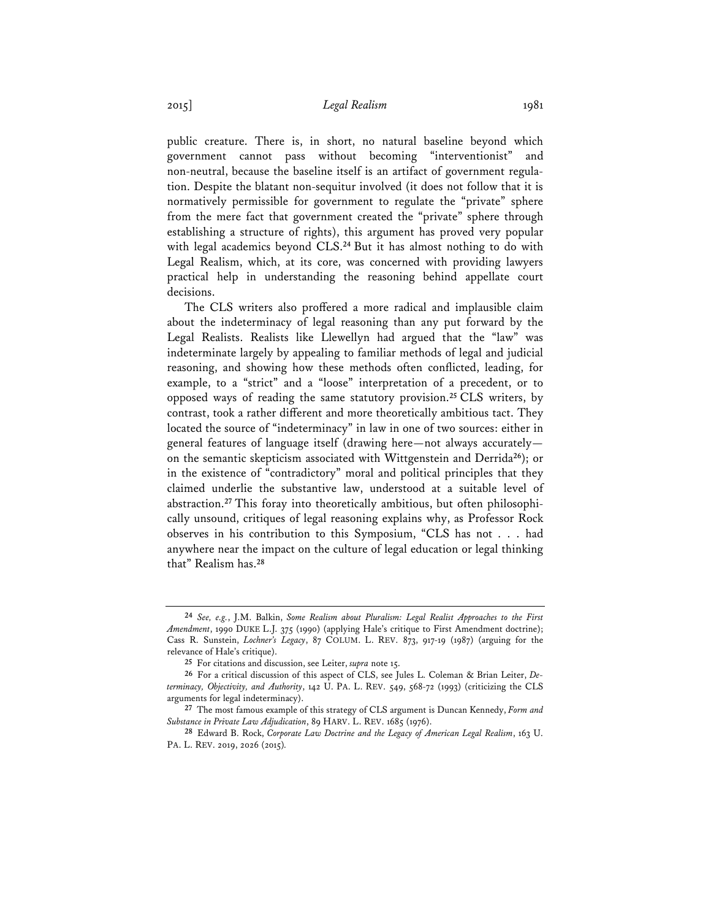public creature. There is, in short, no natural baseline beyond which government cannot pass without becoming "interventionist" and non-neutral, because the baseline itself is an artifact of government regulation. Despite the blatant non-sequitur involved (it does not follow that it is normatively permissible for government to regulate the "private" sphere from the mere fact that government created the "private" sphere through establishing a structure of rights), this argument has proved very popular with legal academics beyond CLS.[24] But it has almost nothing to do with Legal Realism, which, at its core, was concerned with providing lawyers practical help in understanding the reasoning behind appellate court decisions.

The CLS writers also proffered a more radical and implausible claim about the indeterminacy of legal reasoning than any put forward by the Legal Realists. Realists like Llewellyn had argued that the "law" was indeterminate largely by appealing to familiar methods of legal and judicial reasoning, and showing how these methods often conflicted, leading, for example, to a "strict" and a "loose" interpretation of a precedent, or to opposed ways of reading the same statutory provision.[25] CLS writers, by contrast, took a rather different and more theoretically ambitious tact. They located the source of "indeterminacy" in law in one of two sources: either in general features of language itself (drawing here—not always accurately—on the semantic skepticism associated with Wittgenstein and Derrida[26]); or in the existence of "contradictory" moral and political principles that they claimed underlie the substantive law, understood at a suitable level of abstraction.[27] This foray into theoretically ambitious, but often philosophically unsound, critiques of legal reasoning explains why, as Professor Rock observes in his contribution to this Symposium, "CLS has not . . . had anywhere near the impact on the culture of legal education or legal thinking that" Realism has.[28]

---

24 *See, e.g.*, J.M. Balkin, *Some Realism about Pluralism: Legal Realist Approaches to the First Amendment*, 1990 DUKE L.J. 375 (1990) (applying Hale's critique to First Amendment doctrine); Cass R. Sunstein, *Lochner's Legacy*, 87 COLUM. L. REV. 873, 917-19 (1987) (arguing for the relevance of Hale's critique).

25 For citations and discussion, see Leiter, *supra* note 15.

26 For a critical discussion of this aspect of CLS, see Jules L. Coleman & Brian Leiter, *Determinacy, Objectivity, and Authority*, 142 U. PA. L. REV. 549, 568-72 (1993) (criticizing the CLS arguments for legal indeterminacy).

27 The most famous example of this strategy of CLS argument is Duncan Kennedy, *Form and Substance in Private Law Adjudication*, 89 HARV. L. REV. 1685 (1976).

28 Edward B. Rock, *Corporate Law Doctrine and the Legacy of American Legal Realism*, 163 U. PA. L. REV. 2019, 2026 (2015).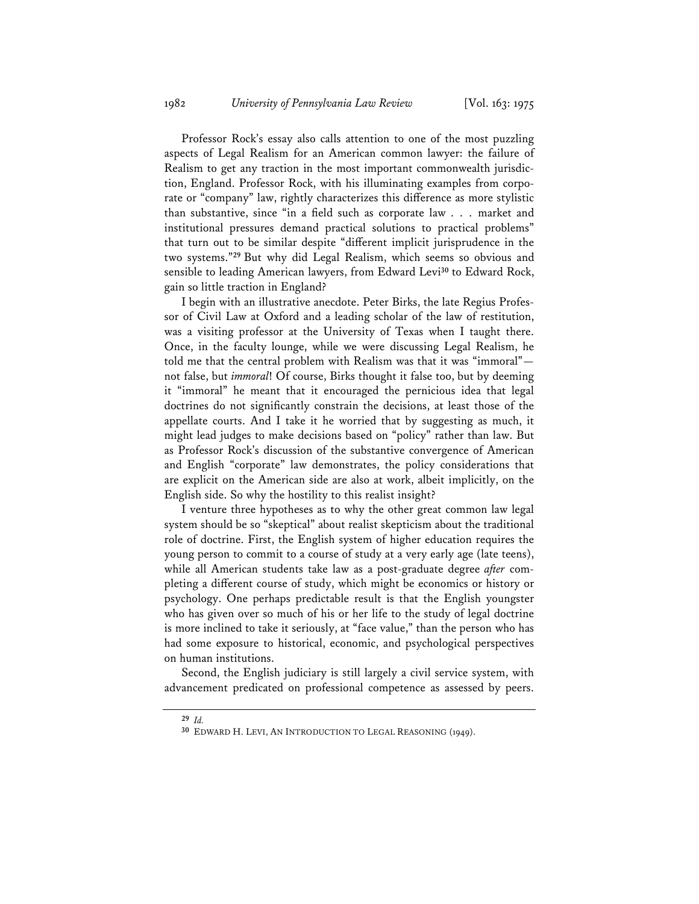Professor Rock's essay also calls attention to one of the most puzzling aspects of Legal Realism for an American common lawyer: the failure of Realism to get any traction in the most important commonwealth jurisdiction, England. Professor Rock, with his illuminating examples from corporate or "company" law, rightly characterizes this difference as more stylistic than substantive, since "in a field such as corporate law . . . market and institutional pressures demand practical solutions to practical problems" that turn out to be similar despite "different implicit jurisprudence in the two systems."[29] But why did Legal Realism, which seems so obvious and sensible to leading American lawyers, from Edward Levi[30] to Edward Rock, gain so little traction in England?

I begin with an illustrative anecdote. Peter Birks, the late Regius Professor of Civil Law at Oxford and a leading scholar of the law of restitution, was a visiting professor at the University of Texas when I taught there. Once, in the faculty lounge, while we were discussing Legal Realism, he told me that the central problem with Realism was that it was "immoral"—not false, but *immoral*! Of course, Birks thought it false too, but by deeming it "immoral" he meant that it encouraged the pernicious idea that legal doctrines do not significantly constrain the decisions, at least those of the appellate courts. And I take it he worried that by suggesting as much, it might lead judges to make decisions based on "policy" rather than law. But as Professor Rock's discussion of the substantive convergence of American and English "corporate" law demonstrates, the policy considerations that are explicit on the American side are also at work, albeit implicitly, on the English side. So why the hostility to this realist insight?

I venture three hypotheses as to why the other great common law legal system should be so "skeptical" about realist skepticism about the traditional role of doctrine. First, the English system of higher education requires the young person to commit to a course of study at a very early age (late teens), while all American students take law as a post-graduate degree *after* completing a different course of study, which might be economics or history or psychology. One perhaps predictable result is that the English youngster who has given over so much of his or her life to the study of legal doctrine is more inclined to take it seriously, at "face value," than the person who has had some exposure to historical, economic, and psychological perspectives on human institutions.

Second, the English judiciary is still largely a civil service system, with advancement predicated on professional competence as assessed by peers.

[29] *Id.*

[30] EDWARD H. LEVI, AN INTRODUCTION TO LEGAL REASONING (1949).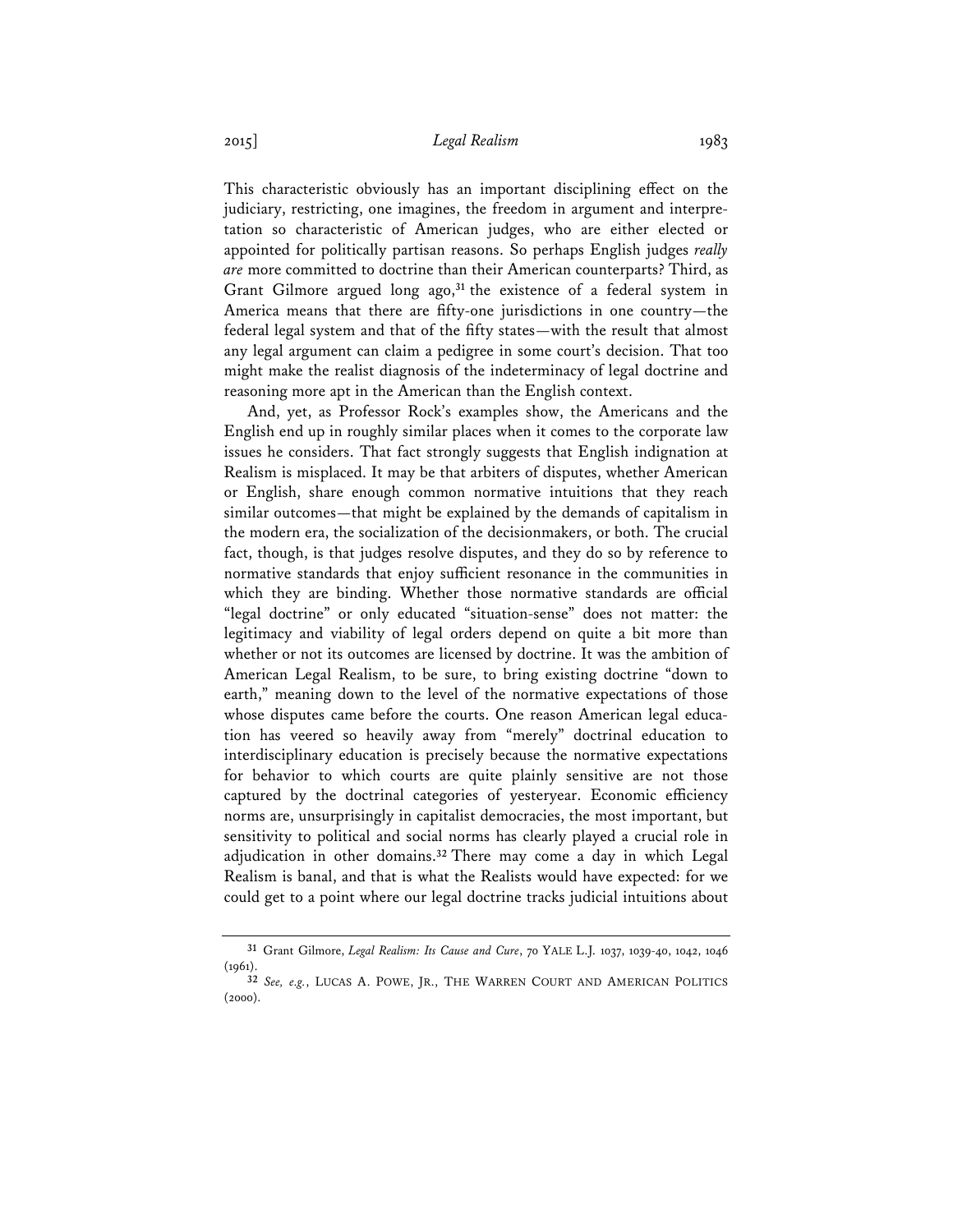This characteristic obviously has an important disciplining effect on the judiciary, restricting, one imagines, the freedom in argument and interpretation so characteristic of American judges, who are either elected or appointed for politically partisan reasons. So perhaps English judges *really are* more committed to doctrine than their American counterparts? Third, as Grant Gilmore argued long ago,[31] the existence of a federal system in America means that there are fifty-one jurisdictions in one country—the federal legal system and that of the fifty states—with the result that almost any legal argument can claim a pedigree in some court's decision. That too might make the realist diagnosis of the indeterminacy of legal doctrine and reasoning more apt in the American than the English context.

And, yet, as Professor Rock's examples show, the Americans and the English end up in roughly similar places when it comes to the corporate law issues he considers. That fact strongly suggests that English indignation at Realism is misplaced. It may be that arbiters of disputes, whether American or English, share enough common normative intuitions that they reach similar outcomes—that might be explained by the demands of capitalism in the modern era, the socialization of the decisionmakers, or both. The crucial fact, though, is that judges resolve disputes, and they do so by reference to normative standards that enjoy sufficient resonance in the communities in which they are binding. Whether those normative standards are official "legal doctrine" or only educated "situation-sense" does not matter: the legitimacy and viability of legal orders depend on quite a bit more than whether or not its outcomes are licensed by doctrine. It was the ambition of American Legal Realism, to be sure, to bring existing doctrine "down to earth," meaning down to the level of the normative expectations of those whose disputes came before the courts. One reason American legal education has veered so heavily away from "merely" doctrinal education to interdisciplinary education is precisely because the normative expectations for behavior to which courts are quite plainly sensitive are not those captured by the doctrinal categories of yesteryear. Economic efficiency norms are, unsurprisingly in capitalist democracies, the most important, but sensitivity to political and social norms has clearly played a crucial role in adjudication in other domains.[32] There may come a day in which Legal Realism is banal, and that is what the Realists would have expected: for we could get to a point where our legal doctrine tracks judicial intuitions about

---

[31] Grant Gilmore, *Legal Realism: Its Cause and Cure*, 70 YALE L.J. 1037, 1039-40, 1042, 1046 (1961).

[32] *See, e.g.*, LUCAS A. POWE, JR., THE WARREN COURT AND AMERICAN POLITICS (2000).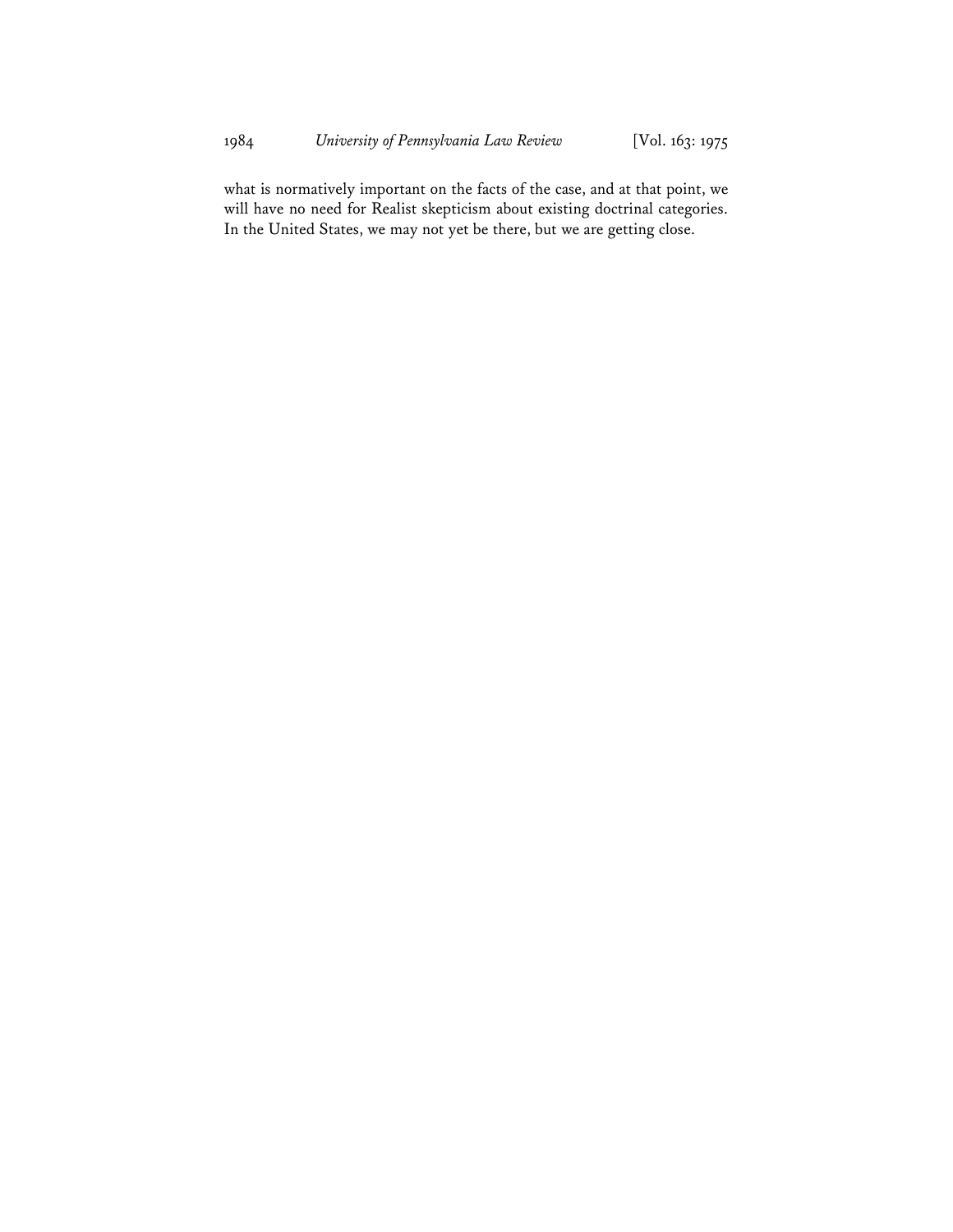what is normatively important on the facts of the case, and at that point, we will have no need for Realist skepticism about existing doctrinal categories. In the United States, we may not yet be there, but we are getting close.